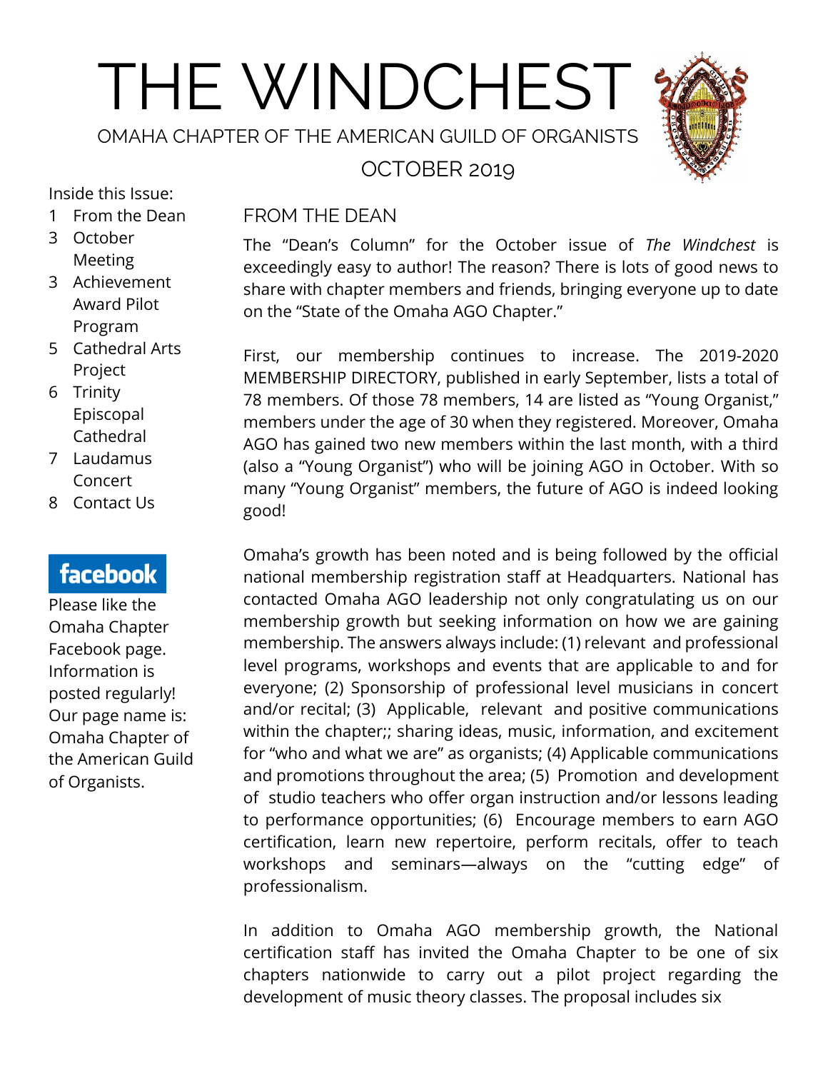# THE WINDCHEST

OMAHA CHAPTER OF THE AMERICAN GUILD OF ORGANISTS

OCTOBER 2019

Inside this Issue:

1 From the Dean
3 October Meeting
3 Achievement Award Pilot Program
5 Cathedral Arts Project
6 Trinity Episcopal Cathedral
7 Laudamus Concert
8 Contact Us

**facebook**

Please like the Omaha Chapter Facebook page. Information is posted regularly! Our page name is: Omaha Chapter of the American Guild of Organists.

## FROM THE DEAN

The "Dean's Column" for the October issue of *The Windchest* is exceedingly easy to author! The reason? There is lots of good news to share with chapter members and friends, bringing everyone up to date on the "State of the Omaha AGO Chapter."

First, our membership continues to increase. The 2019-2020 MEMBERSHIP DIRECTORY, published in early September, lists a total of 78 members. Of those 78 members, 14 are listed as "Young Organist," members under the age of 30 when they registered. Moreover, Omaha AGO has gained two new members within the last month, with a third (also a "Young Organist") who will be joining AGO in October. With so many "Young Organist" members, the future of AGO is indeed looking good!

Omaha's growth has been noted and is being followed by the official national membership registration staff at Headquarters. National has contacted Omaha AGO leadership not only congratulating us on our membership growth but seeking information on how we are gaining membership. The answers always include: (1) relevant and professional level programs, workshops and events that are applicable to and for everyone; (2) Sponsorship of professional level musicians in concert and/or recital; (3) Applicable, relevant and positive communications within the chapter;; sharing ideas, music, information, and excitement for "who and what we are" as organists; (4) Applicable communications and promotions throughout the area; (5) Promotion and development of studio teachers who offer organ instruction and/or lessons leading to performance opportunities; (6) Encourage members to earn AGO certification, learn new repertoire, perform recitals, offer to teach workshops and seminars—always on the "cutting edge" of professionalism.

In addition to Omaha AGO membership growth, the National certification staff has invited the Omaha Chapter to be one of six chapters nationwide to carry out a pilot project regarding the development of music theory classes. The proposal includes six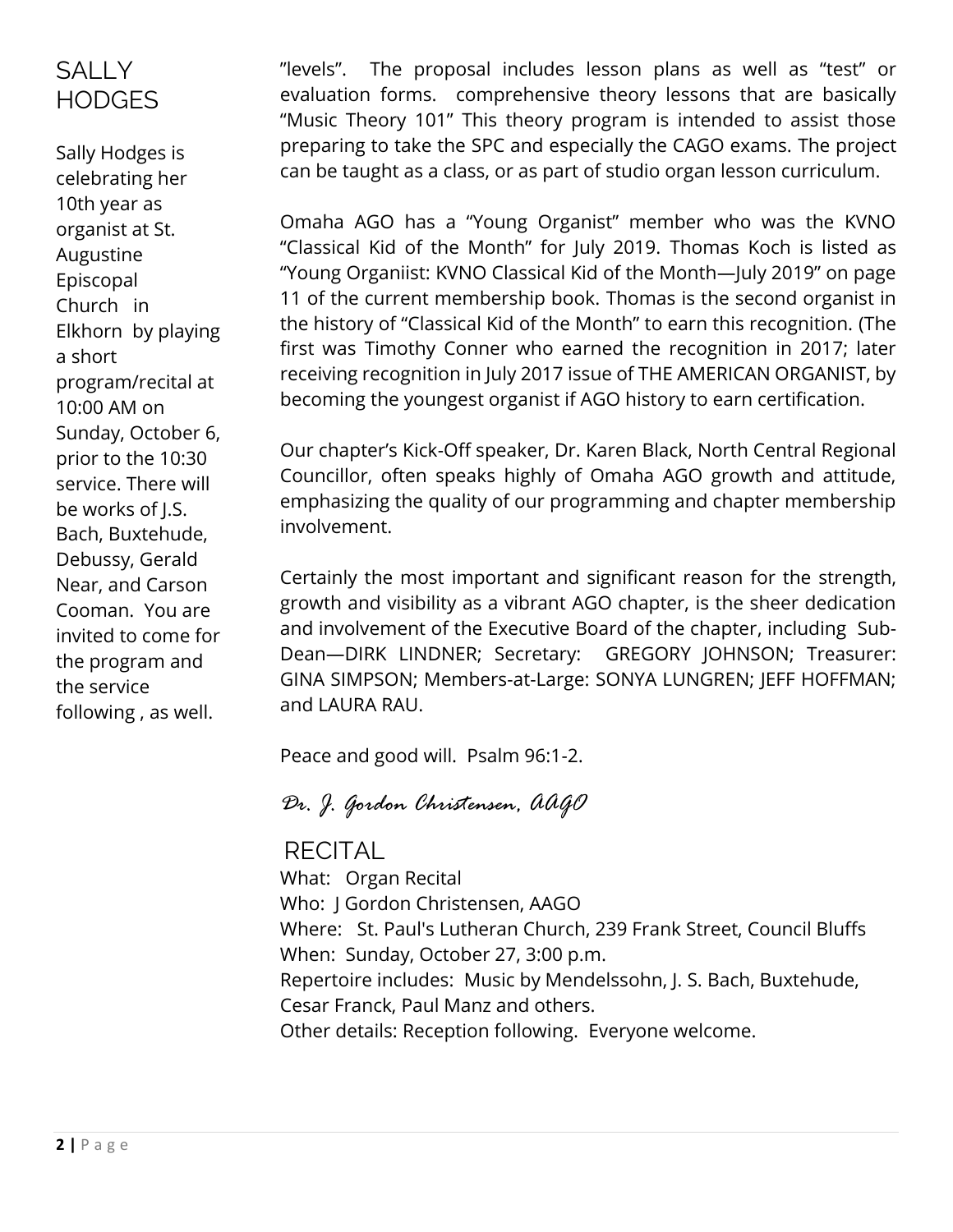## SALLY HODGES

Sally Hodges is celebrating her 10th year as organist at St. Augustine Episcopal Church in Elkhorn by playing a short program/recital at 10:00 AM on Sunday, October 6, prior to the 10:30 service. There will be works of J.S. Bach, Buxtehude, Debussy, Gerald Near, and Carson Cooman. You are invited to come for the program and the service following , as well.

"levels". The proposal includes lesson plans as well as "test" or evaluation forms. comprehensive theory lessons that are basically "Music Theory 101" This theory program is intended to assist those preparing to take the SPC and especially the CAGO exams. The project can be taught as a class, or as part of studio organ lesson curriculum.

Omaha AGO has a "Young Organist" member who was the KVNO "Classical Kid of the Month" for July 2019. Thomas Koch is listed as "Young Organiist: KVNO Classical Kid of the Month—July 2019" on page 11 of the current membership book. Thomas is the second organist in the history of "Classical Kid of the Month" to earn this recognition. (The first was Timothy Conner who earned the recognition in 2017; later receiving recognition in July 2017 issue of THE AMERICAN ORGANIST, by becoming the youngest organist if AGO history to earn certification.

Our chapter's Kick-Off speaker, Dr. Karen Black, North Central Regional Councillor, often speaks highly of Omaha AGO growth and attitude, emphasizing the quality of our programming and chapter membership involvement.

Certainly the most important and significant reason for the strength, growth and visibility as a vibrant AGO chapter, is the sheer dedication and involvement of the Executive Board of the chapter, including Sub-Dean—DIRK LINDNER; Secretary: GREGORY JOHNSON; Treasurer: GINA SIMPSON; Members-at-Large: SONYA LUNGREN; JEFF HOFFMAN; and LAURA RAU.

Peace and good will. Psalm 96:1-2.

*Dr. J. Gordon Christensen, AAGO*

## RECITAL

What: Organ Recital
Who: J Gordon Christensen, AAGO
Where: St. Paul's Lutheran Church, 239 Frank Street, Council Bluffs
When: Sunday, October 27, 3:00 p.m.
Repertoire includes: Music by Mendelssohn, J. S. Bach, Buxtehude, Cesar Franck, Paul Manz and others.
Other details: Reception following. Everyone welcome.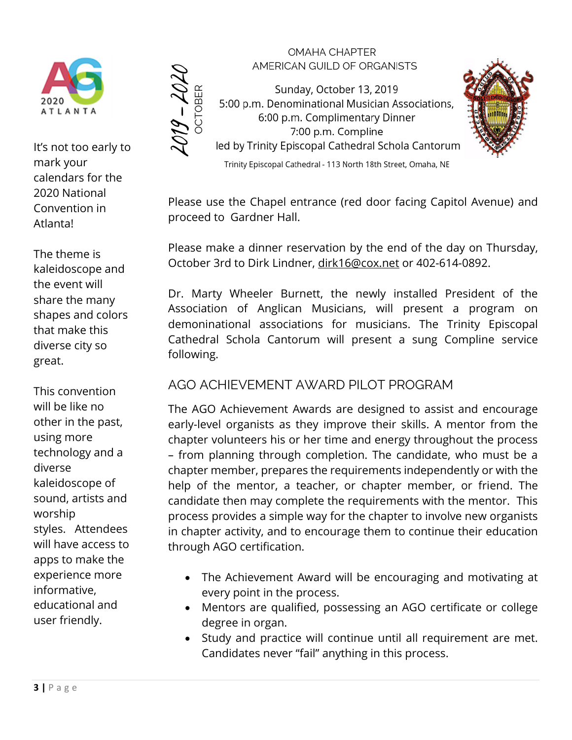2019 – 2020 OCTOBER

OMAHA CHAPTER
AMERICAN GUILD OF ORGANISTS

Sunday, October 13, 2019
5:00 p.m. Denominational Musician Associations,
6:00 p.m. Complimentary Dinner
7:00 p.m. Compline
led by Trinity Episcopal Cathedral Schola Cantorum

Trinity Episcopal Cathedral - 113 North 18th Street, Omaha, NE

Please use the Chapel entrance (red door facing Capitol Avenue) and proceed to Gardner Hall.

Please make a dinner reservation by the end of the day on Thursday, October 3rd to Dirk Lindner, dirk16@cox.net or 402-614-0892.

Dr. Marty Wheeler Burnett, the newly installed President of the Association of Anglican Musicians, will present a program on demonininational associations for musicians. The Trinity Episcopal Cathedral Schola Cantorum will present a sung Compline service following.

## AGO ACHIEVEMENT AWARD PILOT PROGRAM

The AGO Achievement Awards are designed to assist and encourage early-level organists as they improve their skills. A mentor from the chapter volunteers his or her time and energy throughout the process – from planning through completion. The candidate, who must be a chapter member, prepares the requirements independently or with the help of the mentor, a teacher, or chapter member, or friend. The candidate then may complete the requirements with the mentor. This process provides a simple way for the chapter to involve new organists in chapter activity, and to encourage them to continue their education through AGO certification.

- The Achievement Award will be encouraging and motivating at every point in the process.
- Mentors are qualified, possessing an AGO certificate or college degree in organ.
- Study and practice will continue until all requirement are met. Candidates never "fail" anything in this process.

AG 2020 ATLANTA

It's not too early to mark your calendars for the 2020 National Convention in Atlanta!

The theme is kaleidoscope and the event will share the many shapes and colors that make this diverse city so great.

This convention will be like no other in the past, using more technology and a diverse kaleidoscope of sound, artists and worship styles. Attendees will have access to apps to make the experience more informative, educational and user friendly.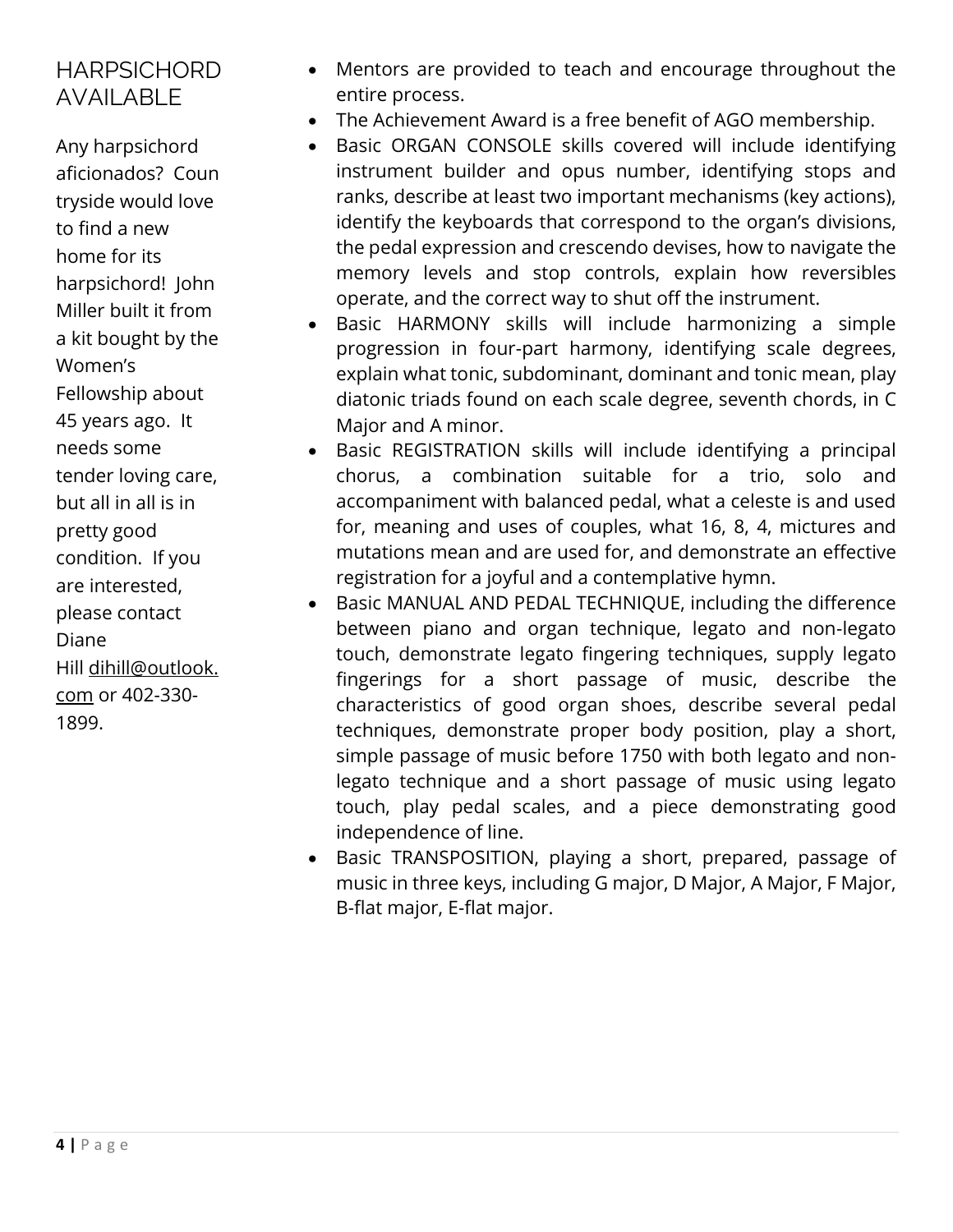## HARPSICHORD AVAILABLE

Any harpsichord aficionados? Countryside would love to find a new home for its harpsichord! John Miller built it from a kit bought by the Women's Fellowship about 45 years ago. It needs some tender loving care, but all in all is in pretty good condition. If you are interested, please contact Diane Hill dihill@outlook.com or 402-330-1899.

- Mentors are provided to teach and encourage throughout the entire process.
- The Achievement Award is a free benefit of AGO membership.
- Basic ORGAN CONSOLE skills covered will include identifying instrument builder and opus number, identifying stops and ranks, describe at least two important mechanisms (key actions), identify the keyboards that correspond to the organ's divisions, the pedal expression and crescendo devises, how to navigate the memory levels and stop controls, explain how reversibles operate, and the correct way to shut off the instrument.
- Basic HARMONY skills will include harmonizing a simple progression in four-part harmony, identifying scale degrees, explain what tonic, subdominant, dominant and tonic mean, play diatonic triads found on each scale degree, seventh chords, in C Major and A minor.
- Basic REGISTRATION skills will include identifying a principal chorus, a combination suitable for a trio, solo and accompaniment with balanced pedal, what a celeste is and used for, meaning and uses of couples, what 16, 8, 4, mictures and mutations mean and are used for, and demonstrate an effective registration for a joyful and a contemplative hymn.
- Basic MANUAL AND PEDAL TECHNIQUE, including the difference between piano and organ technique, legato and non-legato touch, demonstrate legato fingering techniques, supply legato fingerings for a short passage of music, describe the characteristics of good organ shoes, describe several pedal techniques, demonstrate proper body position, play a short, simple passage of music before 1750 with both legato and non-legato technique and a short passage of music using legato touch, play pedal scales, and a piece demonstrating good independence of line.
- Basic TRANSPOSITION, playing a short, prepared, passage of music in three keys, including G major, D Major, A Major, F Major, B-flat major, E-flat major.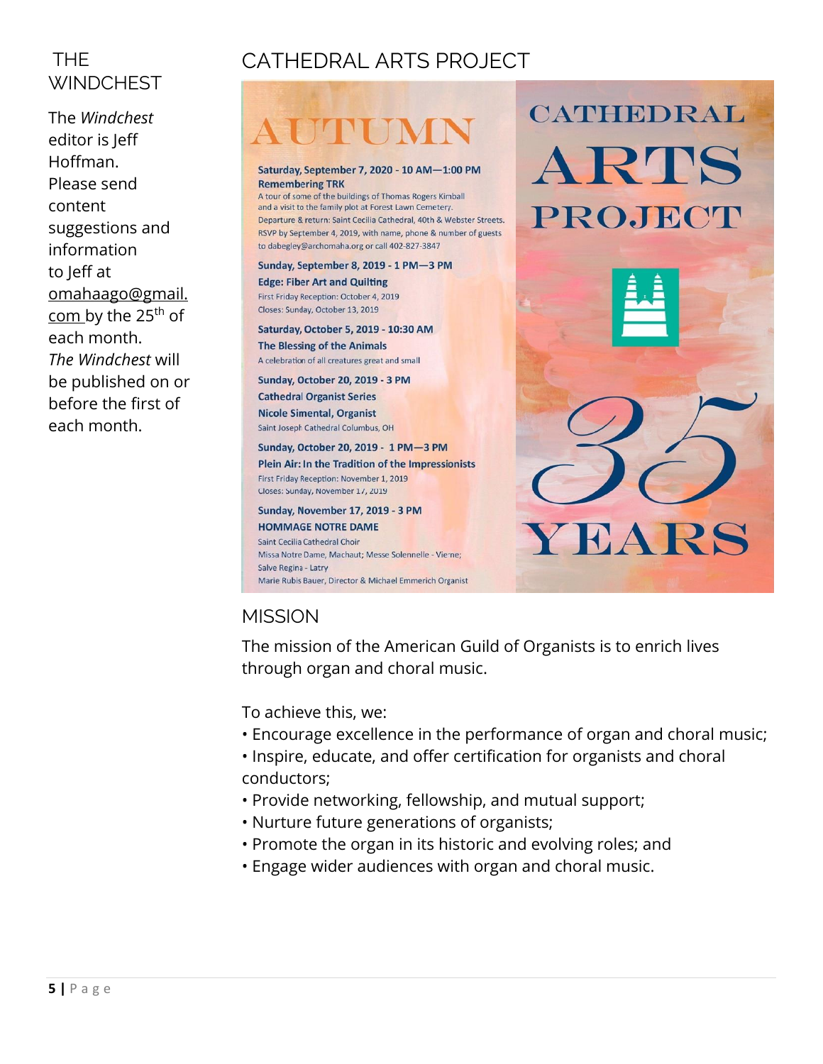## THE WINDCHEST

The *Windchest* editor is Jeff Hoffman. Please send content suggestions and information to Jeff at omahaago@gmail.com by the 25th of each month. *The Windchest* will be published on or before the first of each month.

## CATHEDRAL ARTS PROJECT

# AUTUMN

**Saturday, September 7, 2020 - 10 AM—1:00 PM**
**Remembering TRK**
A tour of some of the buildings of Thomas Rogers Kimball and a visit to the family plot at Forest Lawn Cemetery.
Departure & return: Saint Cecilia Cathedral, 40th & Webster Streets.
RSVP by September 4, 2019, with name, phone & number of guests to dabegley@archomaha.org or call 402-827-3847

**Sunday, September 8, 2019 - 1 PM—3 PM**
**Edge: Fiber Art and Quilting**
First Friday Reception: October 4, 2019
Closes: Sunday, October 13, 2019

**Saturday, October 5, 2019 - 10:30 AM**
**The Blessing of the Animals**
A celebration of all creatures great and small

**Sunday, October 20, 2019 - 3 PM**
**Cathedral Organist Series**
**Nicole Simental, Organist**
Saint Joseph Cathedral Columbus, OH

**Sunday, October 20, 2019 - 1 PM—3 PM**
**Plein Air: In the Tradition of the Impressionists**
First Friday Reception: November 1, 2019
Closes: Sunday, November 17, 2019

**Sunday, November 17, 2019 - 3 PM**
**HOMMAGE NOTRE DAME**
Saint Cecilia Cathedral Choir
Missa Notre Dame, Machaut; Messe Solennelle - Vierne;
Salve Regina - Latry
Marie Rubis Bauer, Director & Michael Emmerich Organist

CATHEDRAL ARTS PROJECT

35 YEARS

## MISSION

The mission of the American Guild of Organists is to enrich lives through organ and choral music.

To achieve this, we:

- Encourage excellence in the performance of organ and choral music;
- Inspire, educate, and offer certification for organists and choral conductors;
- Provide networking, fellowship, and mutual support;
- Nurture future generations of organists;
- Promote the organ in its historic and evolving roles; and
- Engage wider audiences with organ and choral music.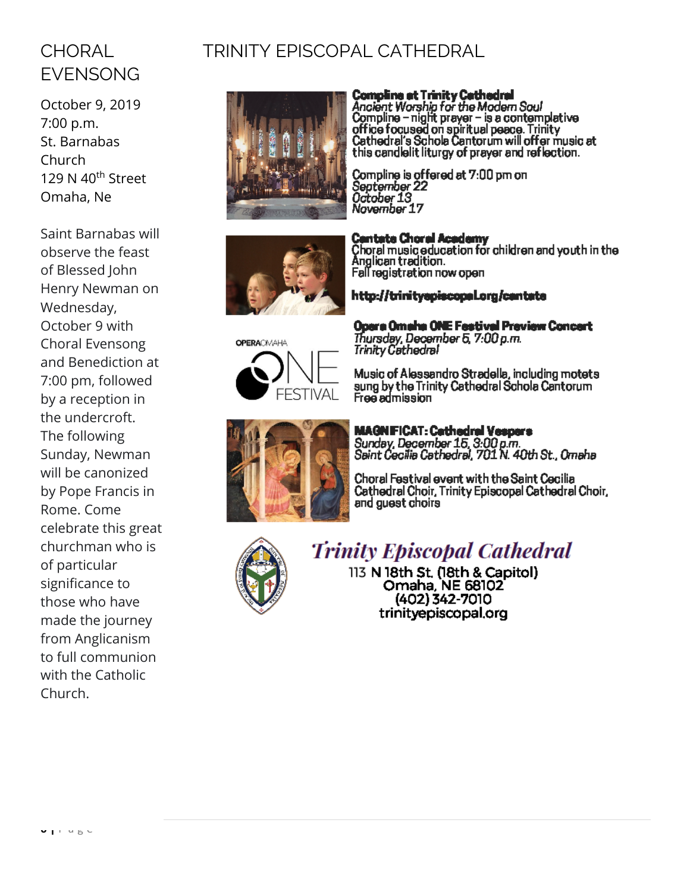# CHORAL EVENSONG

October 9, 2019
7:00 p.m.
St. Barnabas Church
129 N 40th Street
Omaha, Ne

Saint Barnabas will observe the feast of Blessed John Henry Newman on Wednesday, October 9 with Choral Evensong and Benediction at 7:00 pm, followed by a reception in the undercroft. The following Sunday, Newman will be canonized by Pope Francis in Rome. Come celebrate this great churchman who is of particular significance to those who have made the journey from Anglicanism to full communion with the Catholic Church.

# TRINITY EPISCOPAL CATHEDRAL

**Compline at Trinity Cathedral**
*Ancient Worship for the Modern Soul*
Compline – night prayer – is a contemplative office focused on spiritual peace. Trinity Cathedral's Schola Cantorum will offer music at this candlelit liturgy of prayer and reflection.

Compline is offered at 7:00 pm on
*September 22*
*October 13*
*November 17*

**Cantate Choral Academy**
Choral music education for children and youth in the Anglican tradition.
Fall registration now open

**http://trinityepiscopal.org/cantate**

**Opera Omaha ONE Festival Preview Concert**
*Thursday, December 5, 7:00 p.m.*
*Trinity Cathedral*

Music of Alessandro Stradella, including motets sung by the Trinity Cathedral Schola Cantorum
Free admission

**MAGNIFICAT: Cathedral Vespers**
*Sunday, December 15, 3:00 p.m.*
*Saint Cecilia Cathedral, 701 N. 40th St., Omaha*

Choral Festival event with the Saint Cecilia Cathedral Choir, Trinity Episcopal Cathedral Choir, and guest choirs

***Trinity Episcopal Cathedral***
113 N 18th St. (18th & Capitol)
Omaha, NE 68102
(402) 342-7010
trinityepiscopal.org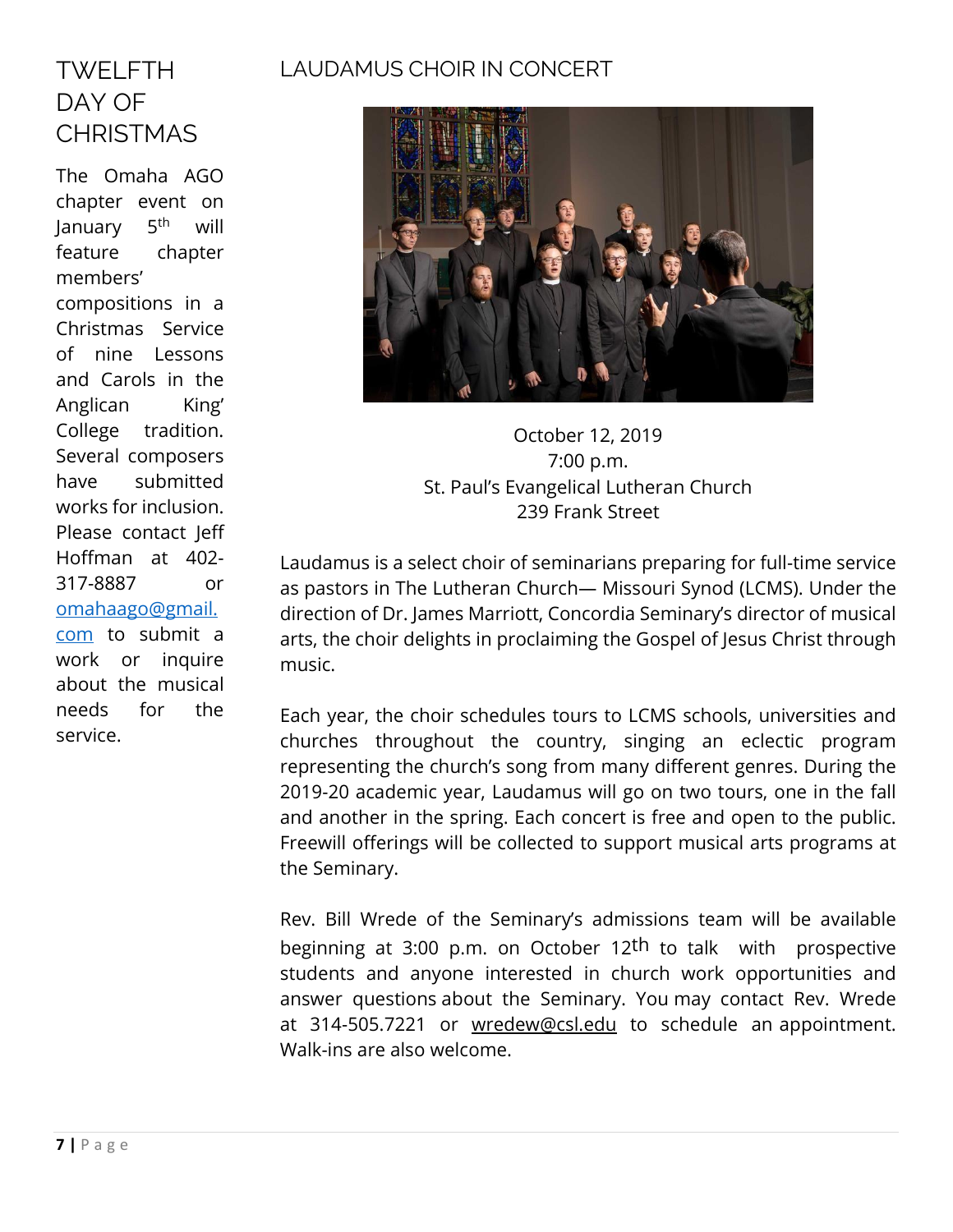## TWELFTH DAY OF CHRISTMAS

The Omaha AGO chapter event on January 5th will feature chapter members' compositions in a Christmas Service of nine Lessons and Carols in the Anglican King' College tradition. Several composers have submitted works for inclusion. Please contact Jeff Hoffman at 402-317-8887 or omahaago@gmail.com to submit a work or inquire about the musical needs for the service.

## LAUDAMUS CHOIR IN CONCERT

October 12, 2019
7:00 p.m.
St. Paul's Evangelical Lutheran Church
239 Frank Street

Laudamus is a select choir of seminarians preparing for full-time service as pastors in The Lutheran Church— Missouri Synod (LCMS). Under the direction of Dr. James Marriott, Concordia Seminary's director of musical arts, the choir delights in proclaiming the Gospel of Jesus Christ through music.

Each year, the choir schedules tours to LCMS schools, universities and churches throughout the country, singing an eclectic program representing the church's song from many different genres. During the 2019-20 academic year, Laudamus will go on two tours, one in the fall and another in the spring. Each concert is free and open to the public. Freewill offerings will be collected to support musical arts programs at the Seminary.

Rev. Bill Wrede of the Seminary's admissions team will be available beginning at 3:00 p.m. on October 12th to talk with prospective students and anyone interested in church work opportunities and answer questions about the Seminary. You may contact Rev. Wrede at 314-505.7221 or wredew@csl.edu to schedule an appointment. Walk-ins are also welcome.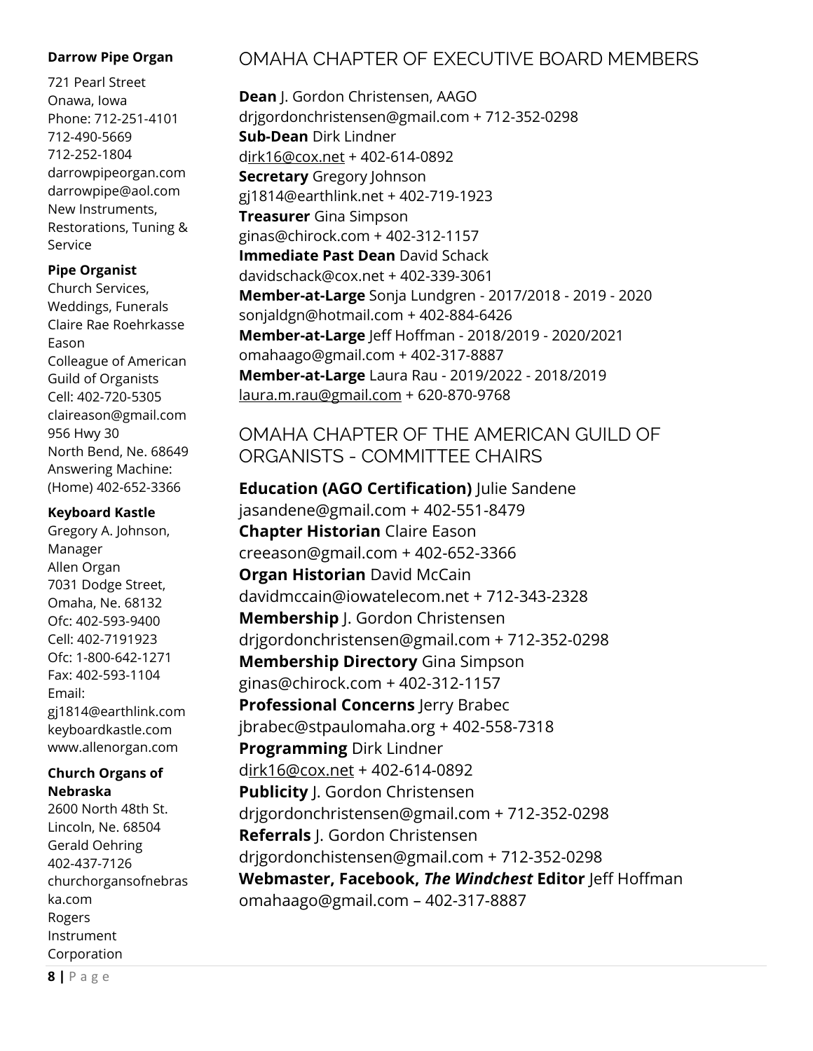**Darrow Pipe Organ**

721 Pearl Street
Onawa, Iowa
Phone: 712-251-4101
712-490-5669
712-252-1804
darrowpipeorgan.com
darrowpipe@aol.com
New Instruments, Restorations, Tuning & Service

**Pipe Organist**

Church Services, Weddings, Funerals
Claire Rae Roehrkasse Eason
Colleague of American Guild of Organists
Cell: 402-720-5305
claireason@gmail.com
956 Hwy 30
North Bend, Ne. 68649
Answering Machine: (Home) 402-652-3366

**Keyboard Kastle**

Gregory A. Johnson, Manager
Allen Organ
7031 Dodge Street, Omaha, Ne. 68132
Ofc: 402-593-9400
Cell: 402-7191923
Ofc: 1-800-642-1271
Fax: 402-593-1104
Email: gj1814@earthlink.com
keyboardkastle.com
www.allenorgan.com

**Church Organs of Nebraska**

2600 North 48th St.
Lincoln, Ne. 68504
Gerald Oehring
402-437-7126
churchorgansofnebraska.com
Rogers Instrument Corporation

## OMAHA CHAPTER OF EXECUTIVE BOARD MEMBERS

**Dean** J. Gordon Christensen, AAGO
drjgordonchristensen@gmail.com + 712-352-0298
**Sub-Dean** Dirk Lindner
dirk16@cox.net + 402-614-0892
**Secretary** Gregory Johnson
gj1814@earthlink.net + 402-719-1923
**Treasurer** Gina Simpson
ginas@chirock.com + 402-312-1157
**Immediate Past Dean** David Schack
davidschack@cox.net + 402-339-3061
**Member-at-Large** Sonja Lundgren - 2017/2018 - 2019 - 2020
sonjaldgn@hotmail.com + 402-884-6426
**Member-at-Large** Jeff Hoffman - 2018/2019 - 2020/2021
omahaago@gmail.com + 402-317-8887
**Member-at-Large** Laura Rau - 2019/2022 - 2018/2019
laura.m.rau@gmail.com + 620-870-9768

## OMAHA CHAPTER OF THE AMERICAN GUILD OF ORGANISTS - COMMITTEE CHAIRS

**Education (AGO Certification)** Julie Sandene
jasandene@gmail.com + 402-551-8479
**Chapter Historian** Claire Eason
creeason@gmail.com + 402-652-3366
**Organ Historian** David McCain
davidmccain@iowatelecom.net + 712-343-2328
**Membership** J. Gordon Christensen
drjgordonchristensen@gmail.com + 712-352-0298
**Membership Directory** Gina Simpson
ginas@chirock.com + 402-312-1157
**Professional Concerns** Jerry Brabec
jbrabec@stpaulomaha.org + 402-558-7318
**Programming** Dirk Lindner
dirk16@cox.net + 402-614-0892
**Publicity** J. Gordon Christensen
drjgordonchristensen@gmail.com + 712-352-0298
**Referrals** J. Gordon Christensen
drjgordonchistensen@gmail.com + 712-352-0298
**Webmaster, Facebook, *The Windchest* Editor** Jeff Hoffman
omahaago@gmail.com – 402-317-8887